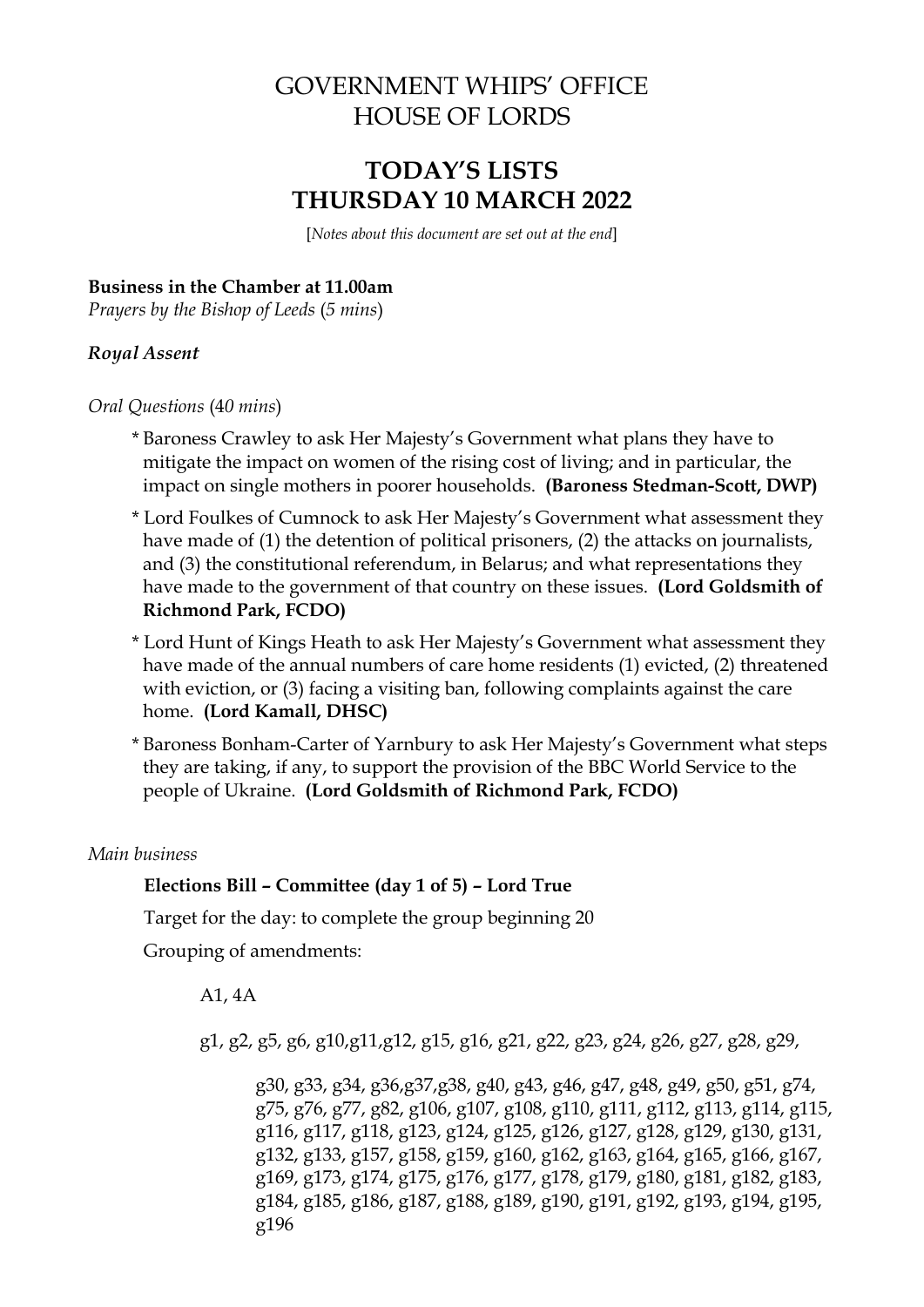# GOVERNMENT WHIPS' OFFICE
# HOUSE OF LORDS

## TODAY'S LISTS
## THURSDAY 10 MARCH 2022

[*Notes about this document are set out at the end*]

**Business in the Chamber at 11.00am**
*Prayers by the Bishop of Leeds* (*5 mins*)

***Royal Assent***

*Oral Questions* (*40 mins*)

- * Baroness Crawley to ask Her Majesty's Government what plans they have to mitigate the impact on women of the rising cost of living; and in particular, the impact on single mothers in poorer households. **(Baroness Stedman-Scott, DWP)**
- * Lord Foulkes of Cumnock to ask Her Majesty's Government what assessment they have made of (1) the detention of political prisoners, (2) the attacks on journalists, and (3) the constitutional referendum, in Belarus; and what representations they have made to the government of that country on these issues. **(Lord Goldsmith of Richmond Park, FCDO)**
- * Lord Hunt of Kings Heath to ask Her Majesty's Government what assessment they have made of the annual numbers of care home residents (1) evicted, (2) threatened with eviction, or (3) facing a visiting ban, following complaints against the care home. **(Lord Kamall, DHSC)**
- * Baroness Bonham-Carter of Yarnbury to ask Her Majesty's Government what steps they are taking, if any, to support the provision of the BBC World Service to the people of Ukraine. **(Lord Goldsmith of Richmond Park, FCDO)**

*Main business*

**Elections Bill – Committee (day 1 of 5) – Lord True**

Target for the day: to complete the group beginning 20

Grouping of amendments:

A1, 4A

g1, g2, g5, g6, g10,g11,g12, g15, g16, g21, g22, g23, g24, g26, g27, g28, g29,

g30, g33, g34, g36,g37,g38, g40, g43, g46, g47, g48, g49, g50, g51, g74, g75, g76, g77, g82, g106, g107, g108, g110, g111, g112, g113, g114, g115, g116, g117, g118, g123, g124, g125, g126, g127, g128, g129, g130, g131, g132, g133, g157, g158, g159, g160, g162, g163, g164, g165, g166, g167, g169, g173, g174, g175, g176, g177, g178, g179, g180, g181, g182, g183, g184, g185, g186, g187, g188, g189, g190, g191, g192, g193, g194, g195, g196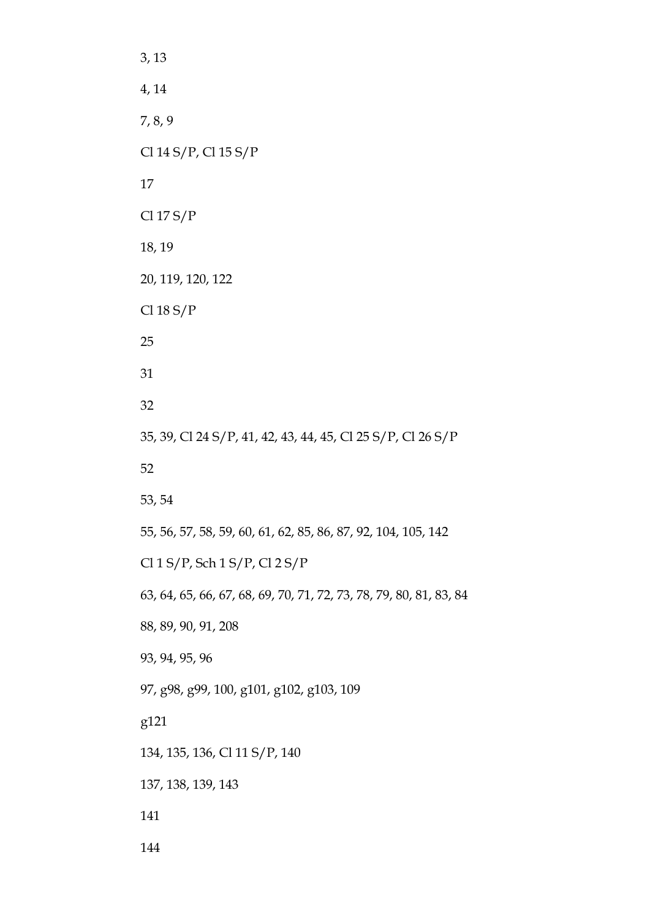3, 13

4, 14

7, 8, 9

Cl 14 S/P, Cl 15 S/P

17

Cl 17 S/P

18, 19

20, 119, 120, 122

Cl 18 S/P

25

31

32

35, 39, Cl 24 S/P, 41, 42, 43, 44, 45, Cl 25 S/P, Cl 26 S/P

52

53, 54

55, 56, 57, 58, 59, 60, 61, 62, 85, 86, 87, 92, 104, 105, 142

Cl 1 S/P, Sch 1 S/P, Cl 2 S/P

63, 64, 65, 66, 67, 68, 69, 70, 71, 72, 73, 78, 79, 80, 81, 83, 84

88, 89, 90, 91, 208

93, 94, 95, 96

97, g98, g99, 100, g101, g102, g103, 109

g121

134, 135, 136, Cl 11 S/P, 140

137, 138, 139, 143

141

144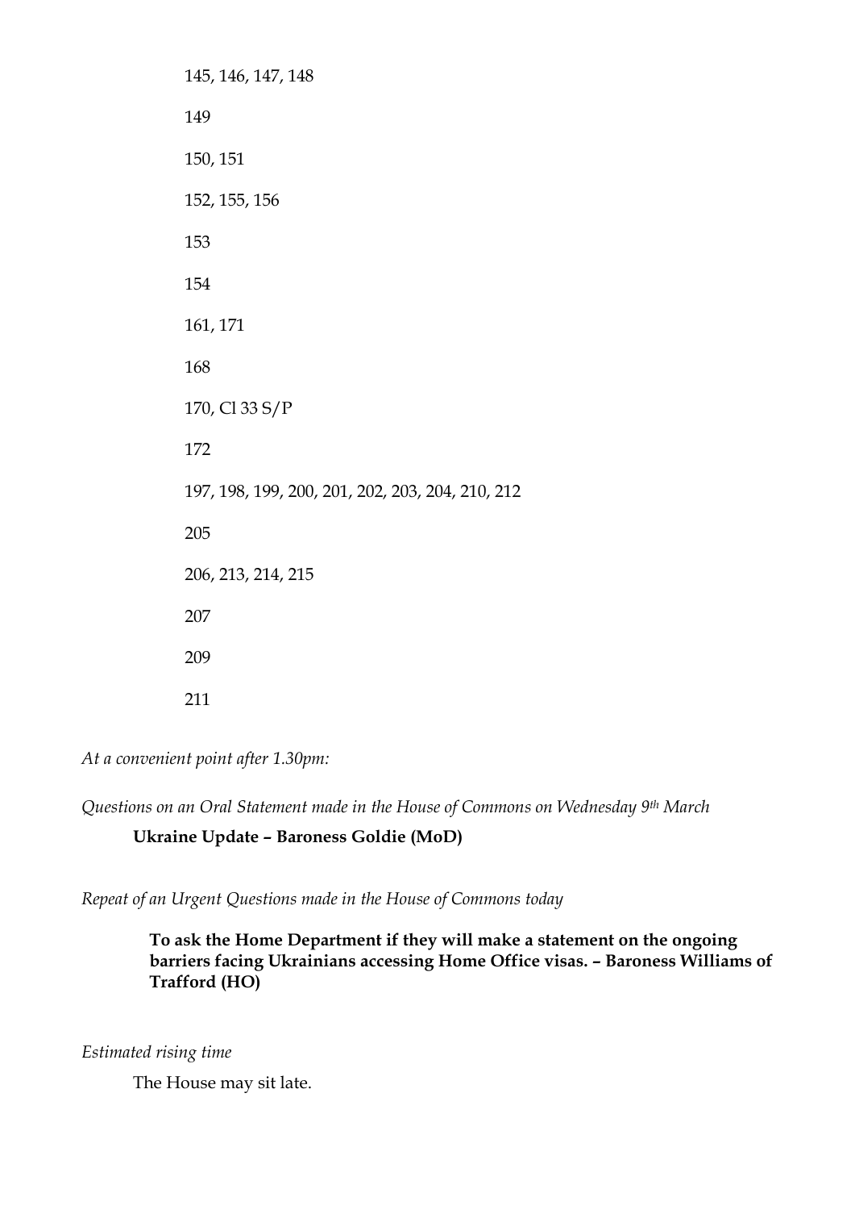145, 146, 147, 148

149

150, 151

152, 155, 156

153

154

161, 171

168

170, Cl 33 S/P

172

197, 198, 199, 200, 201, 202, 203, 204, 210, 212

205

206, 213, 214, 215

207

209

211

*At a convenient point after 1.30pm:*

*Questions on an Oral Statement made in the House of Commons on Wednesday 9th March*

**Ukraine Update – Baroness Goldie (MoD)**

*Repeat of an Urgent Questions made in the House of Commons today*

**To ask the Home Department if they will make a statement on the ongoing barriers facing Ukrainians accessing Home Office visas. – Baroness Williams of Trafford (HO)**

*Estimated rising time*

The House may sit late.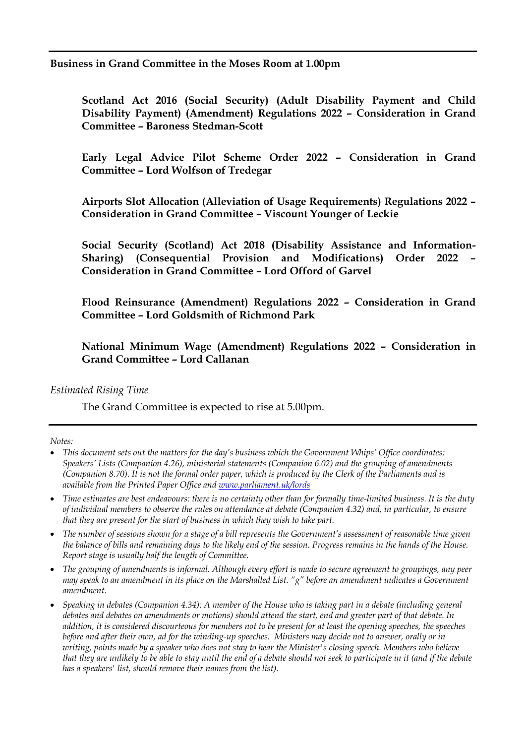**Business in Grand Committee in the Moses Room at 1.00pm**

**Scotland Act 2016 (Social Security) (Adult Disability Payment and Child Disability Payment) (Amendment) Regulations 2022 – Consideration in Grand Committee – Baroness Stedman-Scott**

**Early Legal Advice Pilot Scheme Order 2022 – Consideration in Grand Committee – Lord Wolfson of Tredegar**

**Airports Slot Allocation (Alleviation of Usage Requirements) Regulations 2022 – Consideration in Grand Committee – Viscount Younger of Leckie**

**Social Security (Scotland) Act 2018 (Disability Assistance and Information-Sharing) (Consequential Provision and Modifications) Order 2022 – Consideration in Grand Committee – Lord Offord of Garvel**

**Flood Reinsurance (Amendment) Regulations 2022 – Consideration in Grand Committee – Lord Goldsmith of Richmond Park**

**National Minimum Wage (Amendment) Regulations 2022 – Consideration in Grand Committee – Lord Callanan**

*Estimated Rising Time*

The Grand Committee is expected to rise at 5.00pm.

---

*Notes:*

- *This document sets out the matters for the day's business which the Government Whips' Office coordinates: Speakers' Lists (Companion 4.26), ministerial statements (Companion 6.02) and the grouping of amendments (Companion 8.70). It is not the formal order paper, which is produced by the Clerk of the Parliaments and is available from the Printed Paper Office and [www.parliament.uk/lords](http://www.parliament.uk/lords)*
- *Time estimates are best endeavours: there is no certainty other than for formally time-limited business. It is the duty of individual members to observe the rules on attendance at debate (Companion 4.32) and, in particular, to ensure that they are present for the start of business in which they wish to take part.*
- *The number of sessions shown for a stage of a bill represents the Government's assessment of reasonable time given the balance of bills and remaining days to the likely end of the session. Progress remains in the hands of the House. Report stage is usually half the length of Committee.*
- *The grouping of amendments is informal. Although every effort is made to secure agreement to groupings, any peer may speak to an amendment in its place on the Marshalled List. "g" before an amendment indicates a Government amendment.*
- *Speaking in debates (Companion 4.34): A member of the House who is taking part in a debate (including general debates and debates on amendments or motions) should attend the start, end and greater part of that debate. In addition, it is considered discourteous for members not to be present for at least the opening speeches, the speeches before and after their own, ad for the winding-up speeches. Ministers may decide not to answer, orally or in writing, points made by a speaker who does not stay to hear the Minister's closing speech. Members who believe that they are unlikely to be able to stay until the end of a debate should not seek to participate in it (and if the debate has a speakers' list, should remove their names from the list).*